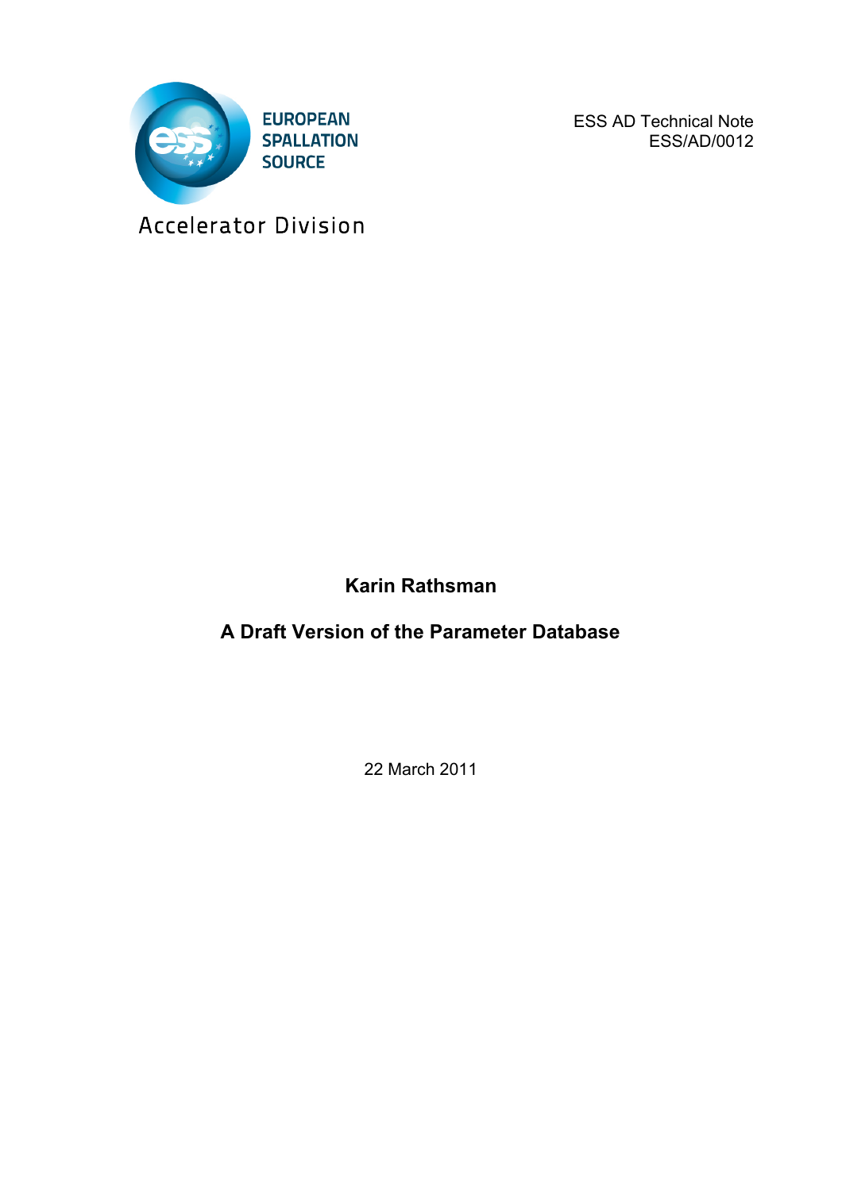EUROPEAN SPALLATION SOURCE

Accelerator Division

ESS AD Technical Note
ESS/AD/0012

**Karin Rathsman**

# A Draft Version of the Parameter Database

22 March 2011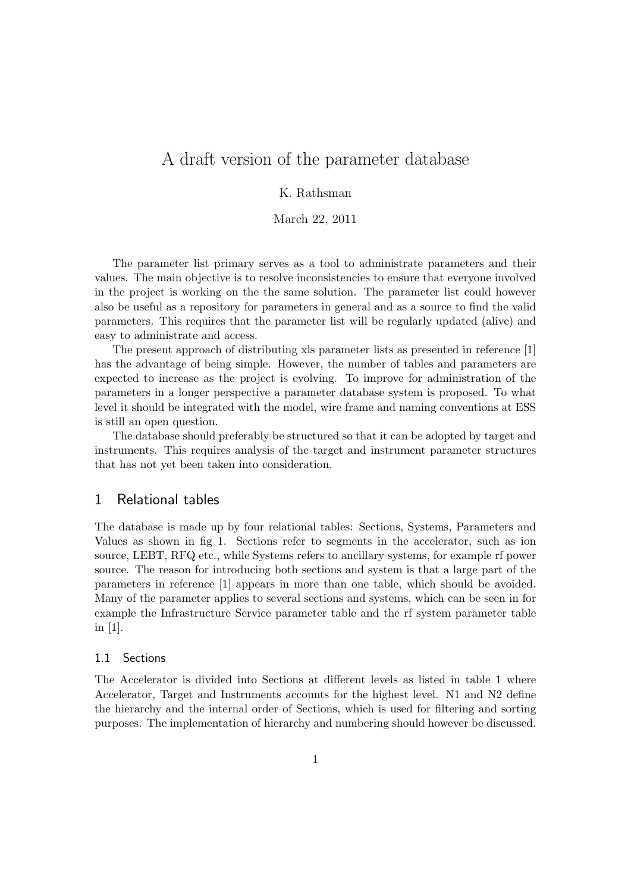# A draft version of the parameter database

K. Rathsman

March 22, 2011

The parameter list primary serves as a tool to administrate parameters and their values. The main objective is to resolve inconsistencies to ensure that everyone involved in the project is working on the the same solution. The parameter list could however also be useful as a repository for parameters in general and as a source to find the valid parameters. This requires that the parameter list will be regularly updated (alive) and easy to administrate and access.

The present approach of distributing xls parameter lists as presented in reference [1] has the advantage of being simple. However, the number of tables and parameters are expected to increase as the project is evolving. To improve for administration of the parameters in a longer perspective a parameter database system is proposed. To what level it should be integrated with the model, wire frame and naming conventions at ESS is still an open question.

The database should preferably be structured so that it can be adopted by target and instruments. This requires analysis of the target and instrument parameter structures that has not yet been taken into consideration.

## 1 Relational tables

The database is made up by four relational tables: Sections, Systems, Parameters and Values as shown in fig 1. Sections refer to segments in the accelerator, such as ion source, LEBT, RFQ etc., while Systems refers to ancillary systems, for example rf power source. The reason for introducing both sections and system is that a large part of the parameters in reference [1] appears in more than one table, which should be avoided. Many of the parameter applies to several sections and systems, which can be seen in for example the Infrastructure Service parameter table and the rf system parameter table in [1].

### 1.1 Sections

The Accelerator is divided into Sections at different levels as listed in table 1 where Accelerator, Target and Instruments accounts for the highest level. N1 and N2 define the hierarchy and the internal order of Sections, which is used for filtering and sorting purposes. The implementation of hierarchy and numbering should however be discussed.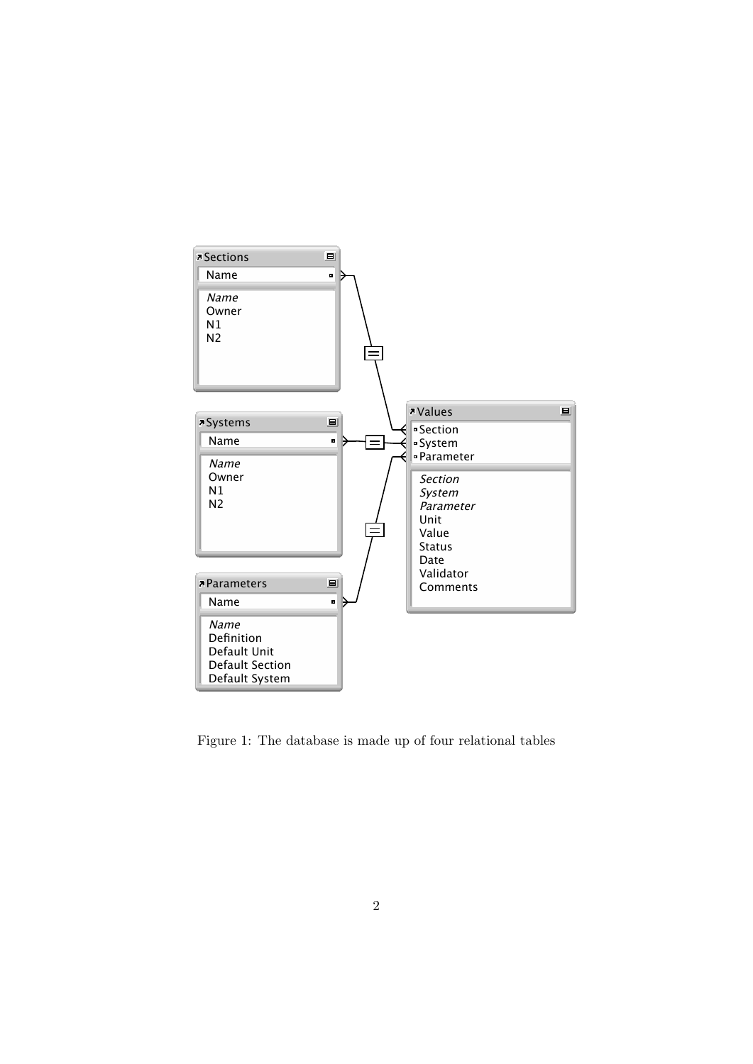Figure 1: The database is made up of four relational tables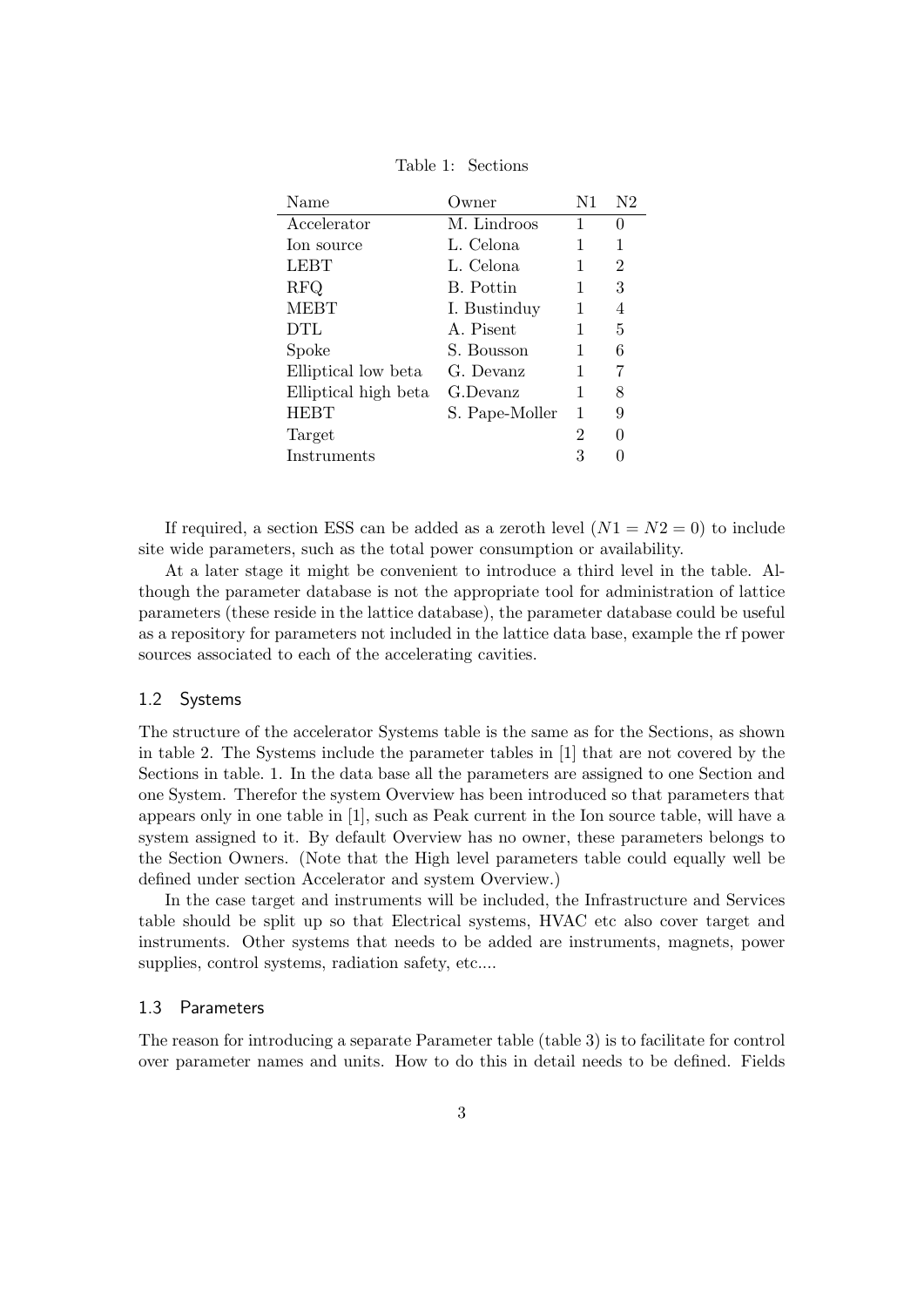Table 1: Sections

| Name | Owner | N1 | N2 |
|---|---|---|---|
| Accelerator | M. Lindroos | 1 | 0 |
| Ion source | L. Celona | 1 | 1 |
| LEBT | L. Celona | 1 | 2 |
| RFQ | B. Pottin | 1 | 3 |
| MEBT | I. Bustinduy | 1 | 4 |
| DTL | A. Pisent | 1 | 5 |
| Spoke | S. Bousson | 1 | 6 |
| Elliptical low beta | G. Devanz | 1 | 7 |
| Elliptical high beta | G.Devanz | 1 | 8 |
| HEBT | S. Pape-Moller | 1 | 9 |
| Target | | 2 | 0 |
| Instruments | | 3 | 0 |

If required, a section ESS can be added as a zeroth level ($N1 = N2 = 0$) to include site wide parameters, such as the total power consumption or availability.

At a later stage it might be convenient to introduce a third level in the table. Although the parameter database is not the appropriate tool for administration of lattice parameters (these reside in the lattice database), the parameter database could be useful as a repository for parameters not included in the lattice data base, example the rf power sources associated to each of the accelerating cavities.

### 1.2 Systems

The structure of the accelerator Systems table is the same as for the Sections, as shown in table 2. The Systems include the parameter tables in [1] that are not covered by the Sections in table. 1. In the data base all the parameters are assigned to one Section and one System. Therefor the system Overview has been introduced so that parameters that appears only in one table in [1], such as Peak current in the Ion source table, will have a system assigned to it. By default Overview has no owner, these parameters belongs to the Section Owners. (Note that the High level parameters table could equally well be defined under section Accelerator and system Overview.)

In the case target and instruments will be included, the Infrastructure and Services table should be split up so that Electrical systems, HVAC etc also cover target and instruments. Other systems that needs to be added are instruments, magnets, power supplies, control systems, radiation safety, etc....

### 1.3 Parameters

The reason for introducing a separate Parameter table (table 3) is to facilitate for control over parameter names and units. How to do this in detail needs to be defined. Fields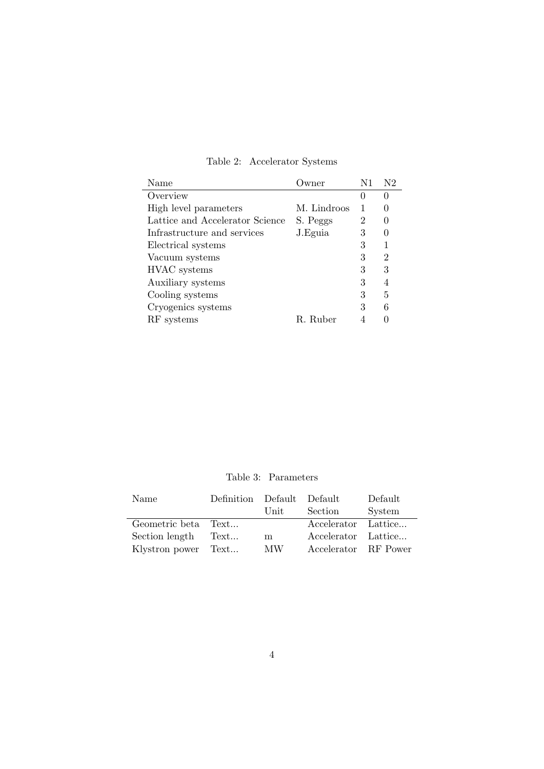Table 2: Accelerator Systems

| Name | Owner | N1 | N2 |
| --- | --- | --- | --- |
| Overview | | 0 | 0 |
| High level parameters | M. Lindroos | 1 | 0 |
| Lattice and Accelerator Science | S. Peggs | 2 | 0 |
| Infrastructure and services | J.Eguia | 3 | 0 |
| Electrical systems | | 3 | 1 |
| Vacuum systems | | 3 | 2 |
| HVAC systems | | 3 | 3 |
| Auxiliary systems | | 3 | 4 |
| Cooling systems | | 3 | 5 |
| Cryogenics systems | | 3 | 6 |
| RF systems | R. Ruber | 4 | 0 |

Table 3: Parameters

| Name | Definition | Default Unit | Default Section | Default System |
| --- | --- | --- | --- | --- |
| Geometric beta | Text... | | Accelerator | Lattice... |
| Section length | Text... | m | Accelerator | Lattice... |
| Klystron power | Text... | MW | Accelerator | RF Power |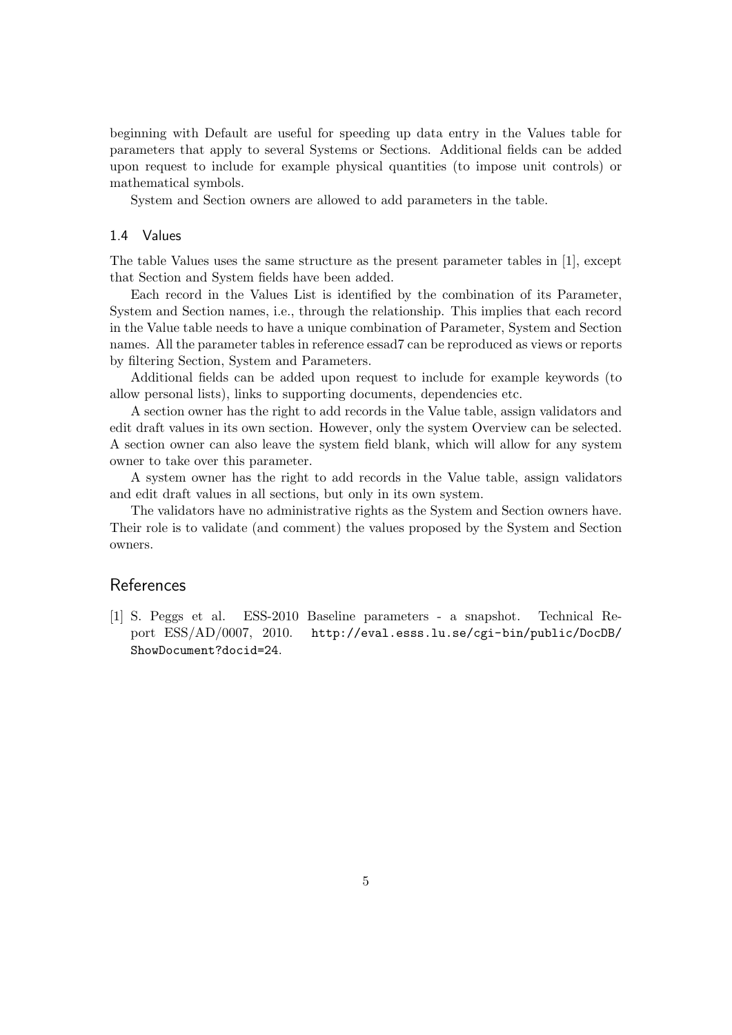beginning with Default are useful for speeding up data entry in the Values table for parameters that apply to several Systems or Sections. Additional fields can be added upon request to include for example physical quantities (to impose unit controls) or mathematical symbols.

System and Section owners are allowed to add parameters in the table.

### 1.4 Values

The table Values uses the same structure as the present parameter tables in [1], except that Section and System fields have been added.

Each record in the Values List is identified by the combination of its Parameter, System and Section names, i.e., through the relationship. This implies that each record in the Value table needs to have a unique combination of Parameter, System and Section names. All the parameter tables in reference essad7 can be reproduced as views or reports by filtering Section, System and Parameters.

Additional fields can be added upon request to include for example keywords (to allow personal lists), links to supporting documents, dependencies etc.

A section owner has the right to add records in the Value table, assign validators and edit draft values in its own section. However, only the system Overview can be selected. A section owner can also leave the system field blank, which will allow for any system owner to take over this parameter.

A system owner has the right to add records in the Value table, assign validators and edit draft values in all sections, but only in its own system.

The validators have no administrative rights as the System and Section owners have. Their role is to validate (and comment) the values proposed by the System and Section owners.

## References

[1] S. Peggs et al. ESS-2010 Baseline parameters - a snapshot. Technical Report ESS/AD/0007, 2010. http://eval.esss.lu.se/cgi-bin/public/DocDB/ShowDocument?docid=24.